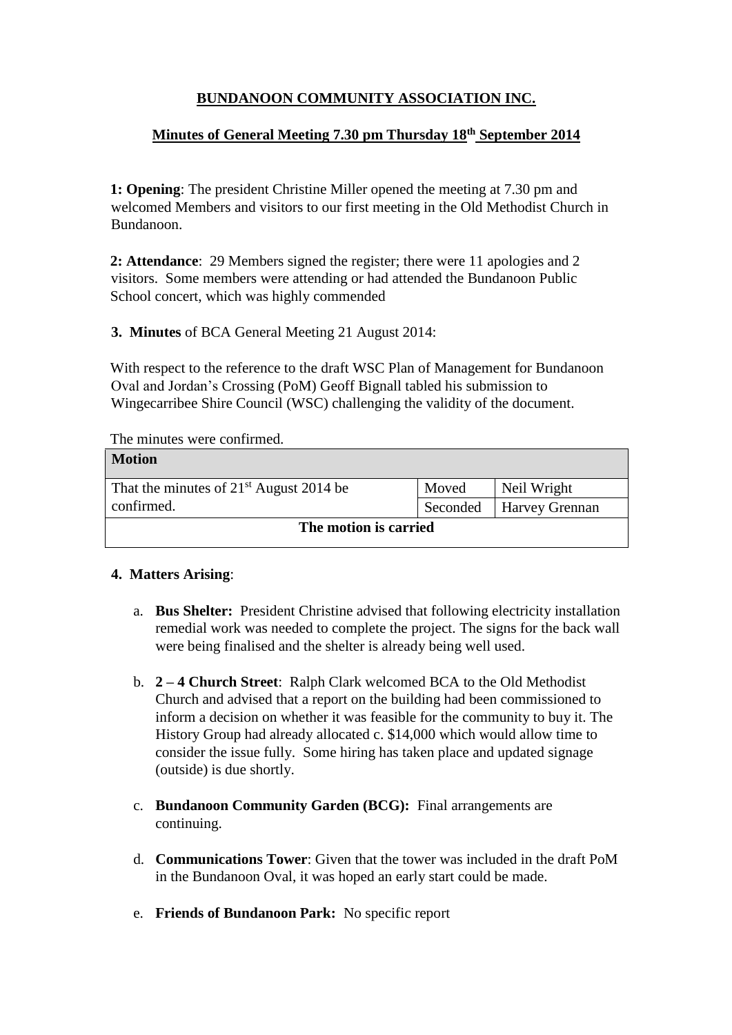# BUNDANOON COMMUNITY ASSOCIATION INC.

## Minutes of General Meeting 7.30 pm Thursday 18th September 2014

**1: Opening**: The president Christine Miller opened the meeting at 7.30 pm and welcomed Members and visitors to our first meeting in the Old Methodist Church in Bundanoon.

**2: Attendance**: 29 Members signed the register; there were 11 apologies and 2 visitors. Some members were attending or had attended the Bundanoon Public School concert, which was highly commended

**3. Minutes** of BCA General Meeting 21 August 2014:

With respect to the reference to the draft WSC Plan of Management for Bundanoon Oval and Jordan's Crossing (PoM) Geoff Bignall tabled his submission to Wingecarribee Shire Council (WSC) challenging the validity of the document.

The minutes were confirmed.

| **Motion** | | |
|---|---|---|
| That the minutes of 21st August 2014 be confirmed. | Moved | Neil Wright |
| | Seconded | Harvey Grennan |
| **The motion is carried** | | |

**4. Matters Arising**:

a. **Bus Shelter:** President Christine advised that following electricity installation remedial work was needed to complete the project. The signs for the back wall were being finalised and the shelter is already being well used.

b. **2 – 4 Church Street**: Ralph Clark welcomed BCA to the Old Methodist Church and advised that a report on the building had been commissioned to inform a decision on whether it was feasible for the community to buy it. The History Group had already allocated c. $14,000 which would allow time to consider the issue fully. Some hiring has taken place and updated signage (outside) is due shortly.

c. **Bundanoon Community Garden (BCG):** Final arrangements are continuing.

d. **Communications Tower**: Given that the tower was included in the draft PoM in the Bundanoon Oval, it was hoped an early start could be made.

e. **Friends of Bundanoon Park:** No specific report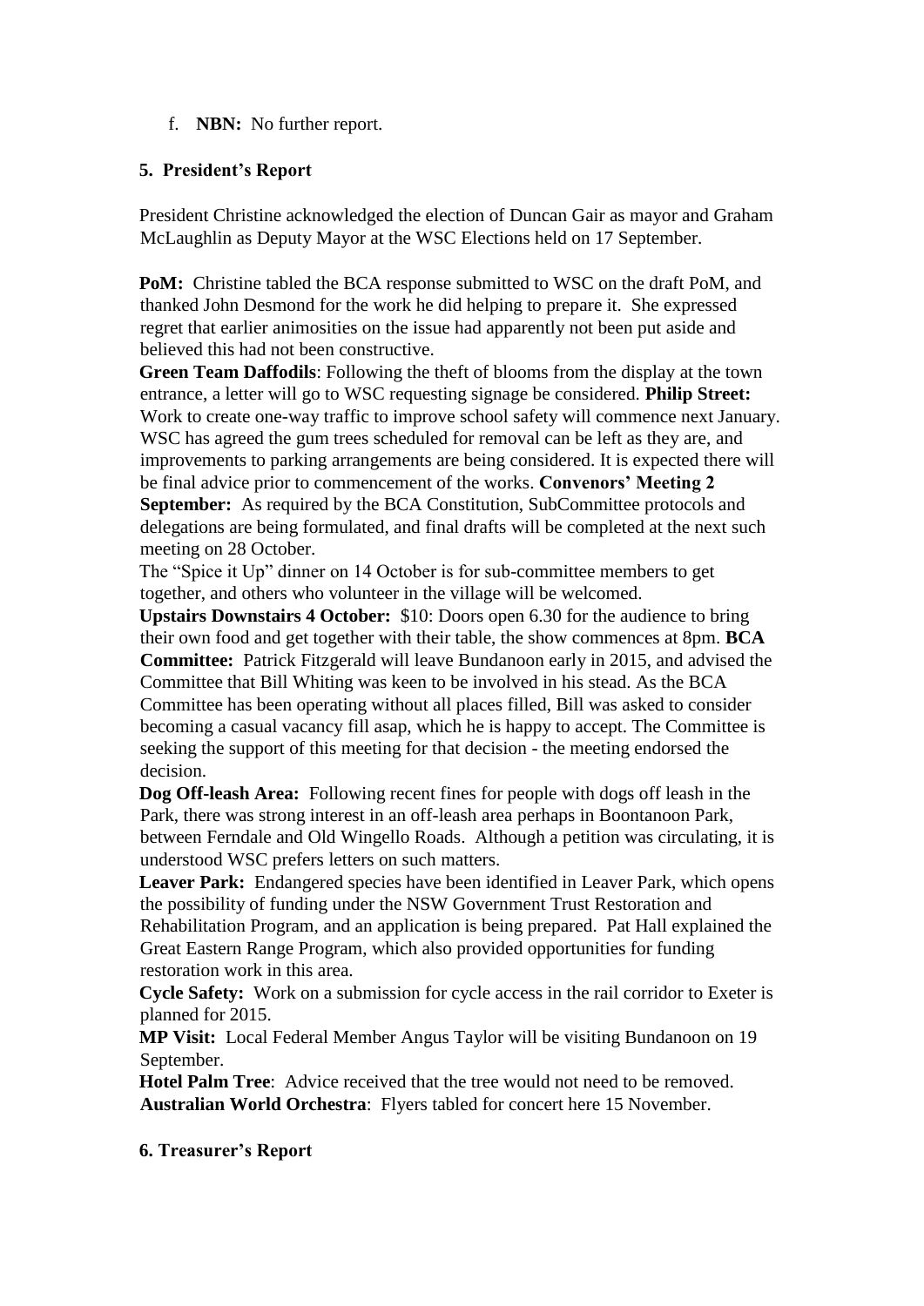f. **NBN:** No further report.

**5. President's Report**

President Christine acknowledged the election of Duncan Gair as mayor and Graham McLaughlin as Deputy Mayor at the WSC Elections held on 17 September.

**PoM:** Christine tabled the BCA response submitted to WSC on the draft PoM, and thanked John Desmond for the work he did helping to prepare it. She expressed regret that earlier animosities on the issue had apparently not been put aside and believed this had not been constructive.

**Green Team Daffodils**: Following the theft of blooms from the display at the town entrance, a letter will go to WSC requesting signage be considered. **Philip Street:** Work to create one-way traffic to improve school safety will commence next January. WSC has agreed the gum trees scheduled for removal can be left as they are, and improvements to parking arrangements are being considered. It is expected there will be final advice prior to commencement of the works. **Convenors' Meeting 2 September:** As required by the BCA Constitution, SubCommittee protocols and delegations are being formulated, and final drafts will be completed at the next such meeting on 28 October.

The "Spice it Up" dinner on 14 October is for sub-committee members to get together, and others who volunteer in the village will be welcomed.

**Upstairs Downstairs 4 October:** $10: Doors open 6.30 for the audience to bring their own food and get together with their table, the show commences at 8pm. **BCA Committee:** Patrick Fitzgerald will leave Bundanoon early in 2015, and advised the Committee that Bill Whiting was keen to be involved in his stead. As the BCA Committee has been operating without all places filled, Bill was asked to consider becoming a casual vacancy fill asap, which he is happy to accept. The Committee is seeking the support of this meeting for that decision - the meeting endorsed the decision.

**Dog Off-leash Area:** Following recent fines for people with dogs off leash in the Park, there was strong interest in an off-leash area perhaps in Boontanoon Park, between Ferndale and Old Wingello Roads. Although a petition was circulating, it is understood WSC prefers letters on such matters.

**Leaver Park:** Endangered species have been identified in Leaver Park, which opens the possibility of funding under the NSW Government Trust Restoration and Rehabilitation Program, and an application is being prepared. Pat Hall explained the Great Eastern Range Program, which also provided opportunities for funding restoration work in this area.

**Cycle Safety:** Work on a submission for cycle access in the rail corridor to Exeter is planned for 2015.

**MP Visit:** Local Federal Member Angus Taylor will be visiting Bundanoon on 19 September.

**Hotel Palm Tree**: Advice received that the tree would not need to be removed.
**Australian World Orchestra**: Flyers tabled for concert here 15 November.

**6. Treasurer's Report**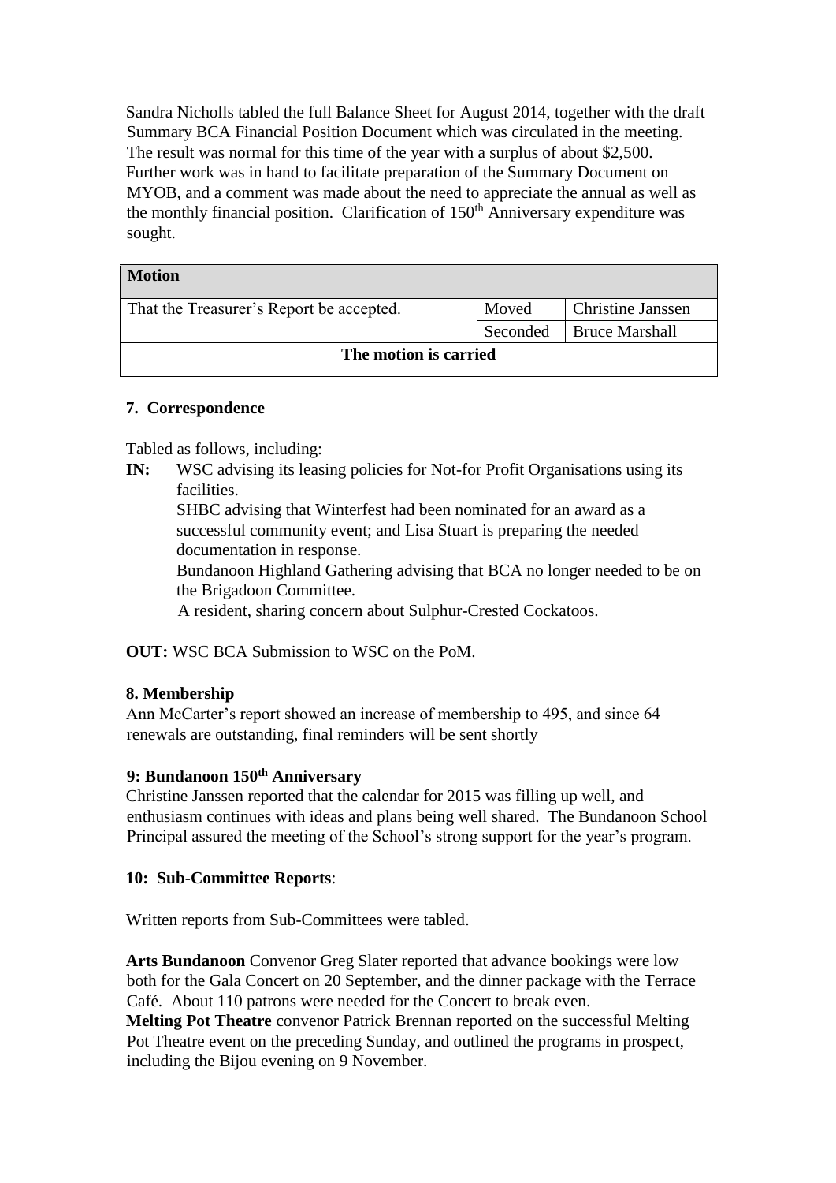Sandra Nicholls tabled the full Balance Sheet for August 2014, together with the draft Summary BCA Financial Position Document which was circulated in the meeting. The result was normal for this time of the year with a surplus of about $2,500. Further work was in hand to facilitate preparation of the Summary Document on MYOB, and a comment was made about the need to appreciate the annual as well as the monthly financial position. Clarification of 150th Anniversary expenditure was sought.

| **Motion** | | |
|---|---|---|
| That the Treasurer's Report be accepted. | Moved | Christine Janssen |
| | Seconded | Bruce Marshall |
| **The motion is carried** | | |

**7. Correspondence**

Tabled as follows, including:

**IN:** WSC advising its leasing policies for Not-for Profit Organisations using its facilities.
SHBC advising that Winterfest had been nominated for an award as a successful community event; and Lisa Stuart is preparing the needed documentation in response.
Bundanoon Highland Gathering advising that BCA no longer needed to be on the Brigadoon Committee.
A resident, sharing concern about Sulphur-Crested Cockatoos.

**OUT:** WSC BCA Submission to WSC on the PoM.

**8. Membership**

Ann McCarter's report showed an increase of membership to 495, and since 64 renewals are outstanding, final reminders will be sent shortly

**9: Bundanoon 150th Anniversary**

Christine Janssen reported that the calendar for 2015 was filling up well, and enthusiasm continues with ideas and plans being well shared. The Bundanoon School Principal assured the meeting of the School's strong support for the year's program.

**10: Sub-Committee Reports**:

Written reports from Sub-Committees were tabled.

**Arts Bundanoon** Convenor Greg Slater reported that advance bookings were low both for the Gala Concert on 20 September, and the dinner package with the Terrace Café. About 110 patrons were needed for the Concert to break even.
**Melting Pot Theatre** convenor Patrick Brennan reported on the successful Melting Pot Theatre event on the preceding Sunday, and outlined the programs in prospect, including the Bijou evening on 9 November.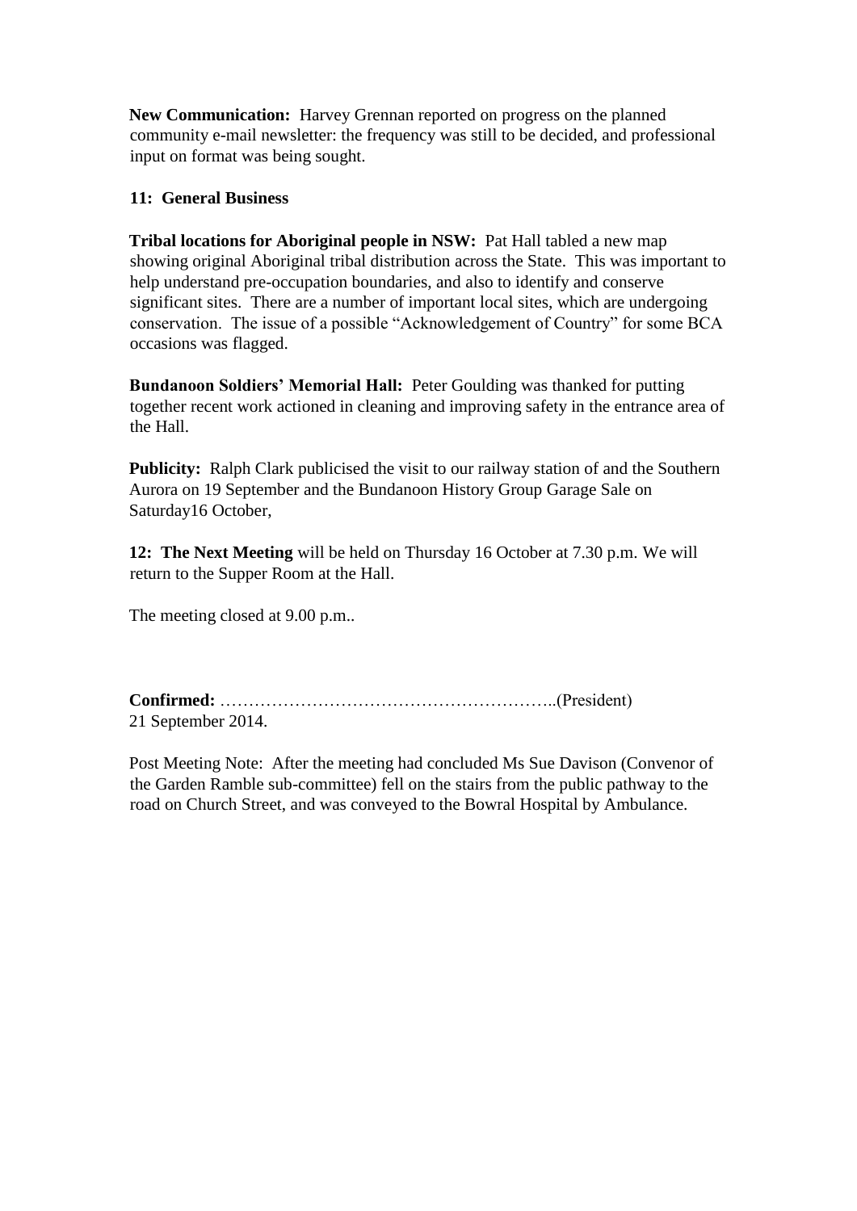**New Communication:** Harvey Grennan reported on progress on the planned community e-mail newsletter: the frequency was still to be decided, and professional input on format was being sought.

**11: General Business**

**Tribal locations for Aboriginal people in NSW:** Pat Hall tabled a new map showing original Aboriginal tribal distribution across the State. This was important to help understand pre-occupation boundaries, and also to identify and conserve significant sites. There are a number of important local sites, which are undergoing conservation. The issue of a possible "Acknowledgement of Country" for some BCA occasions was flagged.

**Bundanoon Soldiers' Memorial Hall:** Peter Goulding was thanked for putting together recent work actioned in cleaning and improving safety in the entrance area of the Hall.

**Publicity:** Ralph Clark publicised the visit to our railway station of and the Southern Aurora on 19 September and the Bundanoon History Group Garage Sale on Saturday16 October,

**12: The Next Meeting** will be held on Thursday 16 October at 7.30 p.m. We will return to the Supper Room at the Hall.

The meeting closed at 9.00 p.m..

**Confirmed:** …………………………………………………..(President)
21 September 2014.

Post Meeting Note: After the meeting had concluded Ms Sue Davison (Convenor of the Garden Ramble sub-committee) fell on the stairs from the public pathway to the road on Church Street, and was conveyed to the Bowral Hospital by Ambulance.